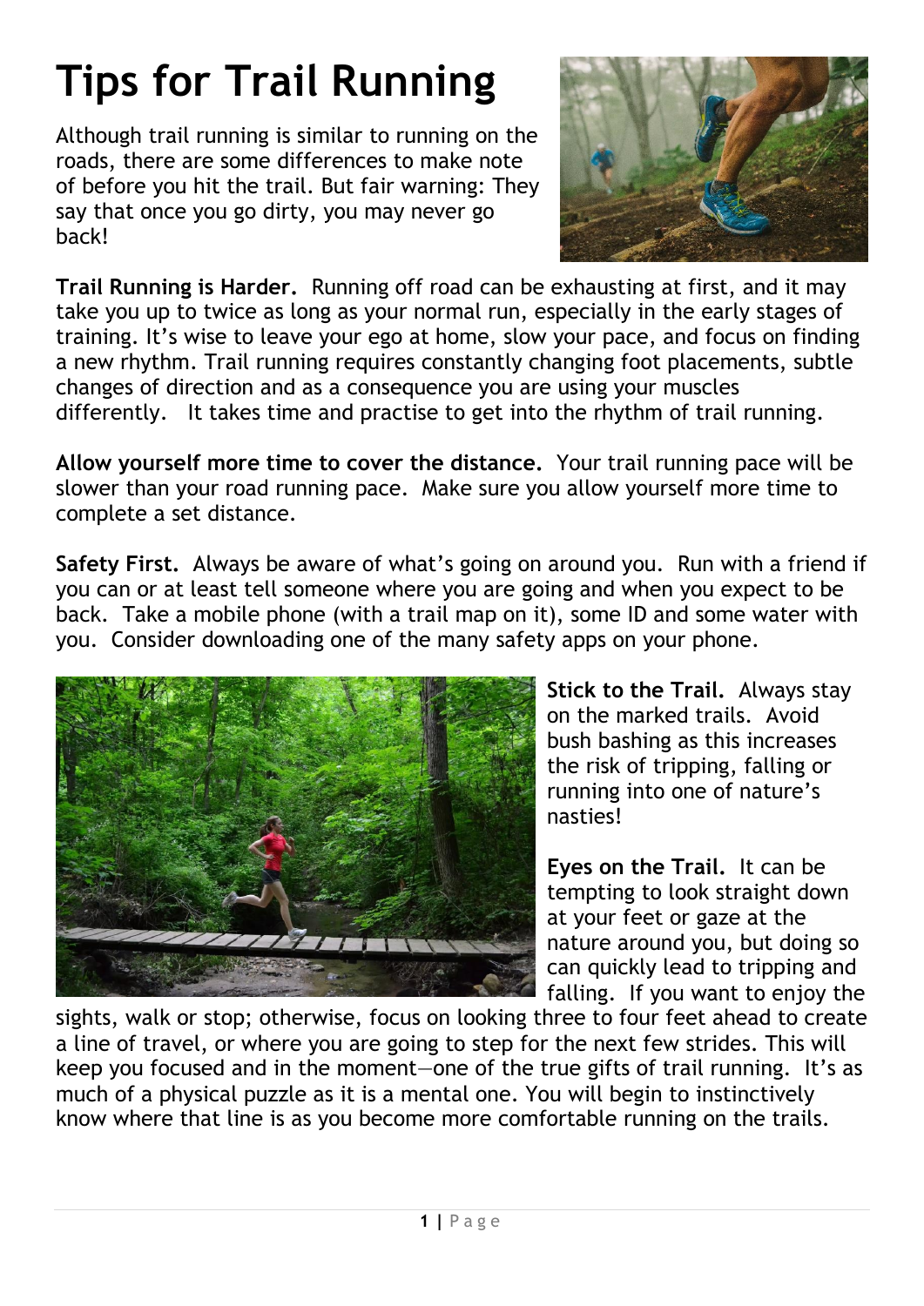# Tips for Trail Running

Although trail running is similar to running on the roads, there are some differences to make note of before you hit the trail. But fair warning: They say that once you go dirty, you may never go back!

**Trail Running is Harder.** Running off road can be exhausting at first, and it may take you up to twice as long as your normal run, especially in the early stages of training. It's wise to leave your ego at home, slow your pace, and focus on finding a new rhythm. Trail running requires constantly changing foot placements, subtle changes of direction and as a consequence you are using your muscles differently. It takes time and practise to get into the rhythm of trail running.

**Allow yourself more time to cover the distance.** Your trail running pace will be slower than your road running pace. Make sure you allow yourself more time to complete a set distance.

**Safety First.** Always be aware of what's going on around you. Run with a friend if you can or at least tell someone where you are going and when you expect to be back. Take a mobile phone (with a trail map on it), some ID and some water with you. Consider downloading one of the many safety apps on your phone.

**Stick to the Trail.** Always stay on the marked trails. Avoid bush bashing as this increases the risk of tripping, falling or running into one of nature's nasties!

**Eyes on the Trail.** It can be tempting to look straight down at your feet or gaze at the nature around you, but doing so can quickly lead to tripping and falling. If you want to enjoy the sights, walk or stop; otherwise, focus on looking three to four feet ahead to create a line of travel, or where you are going to step for the next few strides. This will keep you focused and in the moment—one of the true gifts of trail running. It's as much of a physical puzzle as it is a mental one. You will begin to instinctively know where that line is as you become more comfortable running on the trails.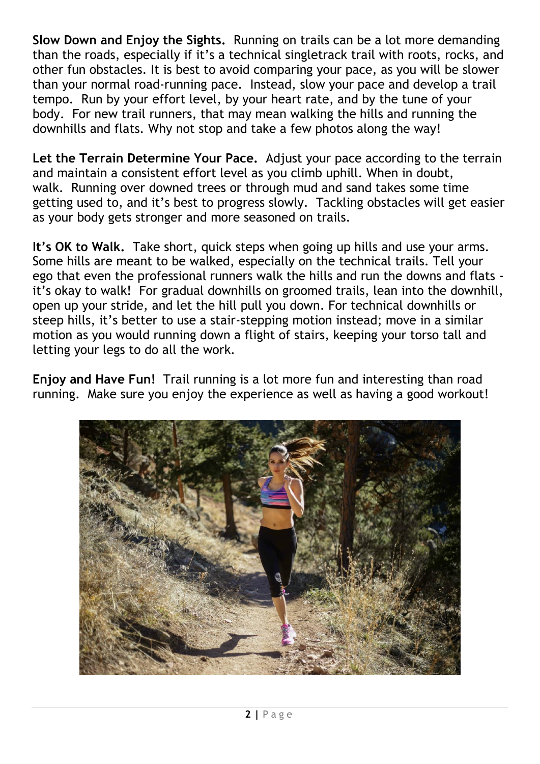**Slow Down and Enjoy the Sights.** Running on trails can be a lot more demanding than the roads, especially if it's a technical singletrack trail with roots, rocks, and other fun obstacles. It is best to avoid comparing your pace, as you will be slower than your normal road-running pace. Instead, slow your pace and develop a trail tempo. Run by your effort level, by your heart rate, and by the tune of your body. For new trail runners, that may mean walking the hills and running the downhills and flats. Why not stop and take a few photos along the way!

**Let the Terrain Determine Your Pace.** Adjust your pace according to the terrain and maintain a consistent effort level as you climb uphill. When in doubt, walk. Running over downed trees or through mud and sand takes some time getting used to, and it's best to progress slowly. Tackling obstacles will get easier as your body gets stronger and more seasoned on trails.

**It's OK to Walk.** Take short, quick steps when going up hills and use your arms. Some hills are meant to be walked, especially on the technical trails. Tell your ego that even the professional runners walk the hills and run the downs and flats - it's okay to walk! For gradual downhills on groomed trails, lean into the downhill, open up your stride, and let the hill pull you down. For technical downhills or steep hills, it's better to use a stair-stepping motion instead; move in a similar motion as you would running down a flight of stairs, keeping your torso tall and letting your legs to do all the work.

**Enjoy and Have Fun!** Trail running is a lot more fun and interesting than road running. Make sure you enjoy the experience as well as having a good workout!